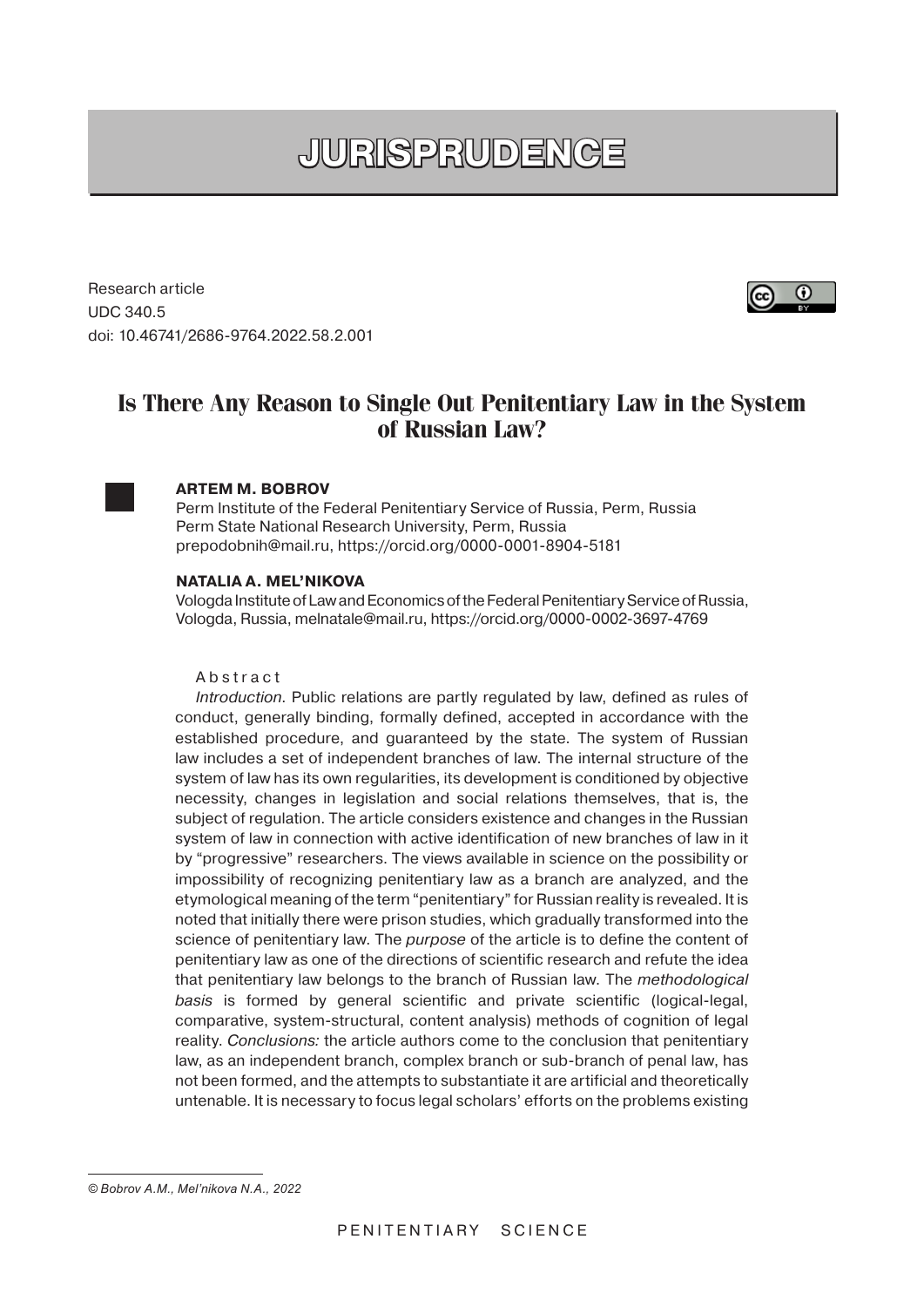# JURISPRUDENCE

Research article
UDC 340.5
doi: 10.46741/2686-9764.2022.58.2.001

## Is There Any Reason to Single Out Penitentiary Law in the System of Russian Law?

**ARTEM M. BOBROV**
Perm Institute of the Federal Penitentiary Service of Russia, Perm, Russia
Perm State National Research University, Perm, Russia
prepodobnih@mail.ru, https://orcid.org/0000-0001-8904-5181

**NATALIA A. MEL'NIKOVA**
Vologda Institute of Law and Economics of the Federal Penitentiary Service of Russia, Vologda, Russia, melnatale@mail.ru, https://orcid.org/0000-0002-3697-4769

Abstract

*Introduction*. Public relations are partly regulated by law, defined as rules of conduct, generally binding, formally defined, accepted in accordance with the established procedure, and guaranteed by the state. The system of Russian law includes a set of independent branches of law. The internal structure of the system of law has its own regularities, its development is conditioned by objective necessity, changes in legislation and social relations themselves, that is, the subject of regulation. The article considers existence and changes in the Russian system of law in connection with active identification of new branches of law in it by "progressive" researchers. The views available in science on the possibility or impossibility of recognizing penitentiary law as a branch are analyzed, and the etymological meaning of the term "penitentiary" for Russian reality is revealed. It is noted that initially there were prison studies, which gradually transformed into the science of penitentiary law. The *purpose* of the article is to define the content of penitentiary law as one of the directions of scientific research and refute the idea that penitentiary law belongs to the branch of Russian law. The *methodological basis* is formed by general scientific and private scientific (logical-legal, comparative, system-structural, content analysis) methods of cognition of legal reality. *Conclusions:* the article authors come to the conclusion that penitentiary law, as an independent branch, complex branch or sub-branch of penal law, has not been formed, and the attempts to substantiate it are artificial and theoretically untenable. It is necessary to focus legal scholars' efforts on the problems existing

*© Bobrov A.M., Mel'nikova N.A., 2022*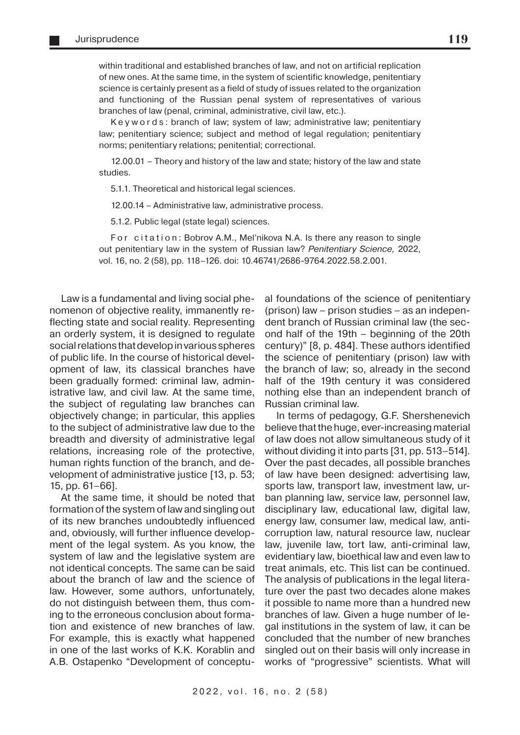within traditional and established branches of law, and not on artificial replication of new ones. At the same time, in the system of scientific knowledge, penitentiary science is certainly present as a field of study of issues related to the organization and functioning of the Russian penal system of representatives of various branches of law (penal, criminal, administrative, civil law, etc.).

Keywords: branch of law; system of law; administrative law; penitentiary law; penitentiary science; subject and method of legal regulation; penitentiary norms; penitentiary relations; penitential; correctional.

12.00.01 – Theory and history of the law and state; history of the law and state studies.

5.1.1. Theoretical and historical legal sciences.

12.00.14 – Administrative law, administrative process.

5.1.2. Public legal (state legal) sciences.

For citation: Bobrov A.M., Mel'nikova N.A. Is there any reason to single out penitentiary law in the system of Russian law? *Penitentiary Science,* 2022, vol. 16, no. 2 (58), pp. 118–126. doi: 10.46741/2686-9764.2022.58.2.001.

Law is a fundamental and living social phenomenon of objective reality, immanently reflecting state and social reality. Representing an orderly system, it is designed to regulate social relations that develop in various spheres of public life. In the course of historical development of law, its classical branches have been gradually formed: criminal law, administrative law, and civil law. At the same time, the subject of regulating law branches can objectively change; in particular, this applies to the subject of administrative law due to the breadth and diversity of administrative legal relations, increasing role of the protective, human rights function of the branch, and development of administrative justice [13, p. 53; 15, pp. 61–66].

At the same time, it should be noted that formation of the system of law and singling out of its new branches undoubtedly influenced and, obviously, will further influence development of the legal system. As you know, the system of law and the legislative system are not identical concepts. The same can be said about the branch of law and the science of law. However, some authors, unfortunately, do not distinguish between them, thus coming to the erroneous conclusion about formation and existence of new branches of law. For example, this is exactly what happened in one of the last works of K.K. Korablin and A.B. Ostapenko "Development of conceptual foundations of the science of penitentiary (prison) law – prison studies – as an independent branch of Russian criminal law (the second half of the 19th – beginning of the 20th century)" [8, p. 484]. These authors identified the science of penitentiary (prison) law with the branch of law; so, already in the second half of the 19th century it was considered nothing else than an independent branch of Russian criminal law.

In terms of pedagogy, G.F. Shershenevich believe that the huge, ever-increasing material of law does not allow simultaneous study of it without dividing it into parts [31, pp. 513–514]. Over the past decades, all possible branches of law have been designed: advertising law, sports law, transport law, investment law, urban planning law, service law, personnel law, disciplinary law, educational law, digital law, energy law, consumer law, medical law, anti-corruption law, natural resource law, nuclear law, juvenile law, tort law, anti-criminal law, evidentiary law, bioethical law and even law to treat animals, etc. This list can be continued. The analysis of publications in the legal literature over the past two decades alone makes it possible to name more than a hundred new branches of law. Given a huge number of legal institutions in the system of law, it can be concluded that the number of new branches singled out on their basis will only increase in works of "progressive" scientists. What will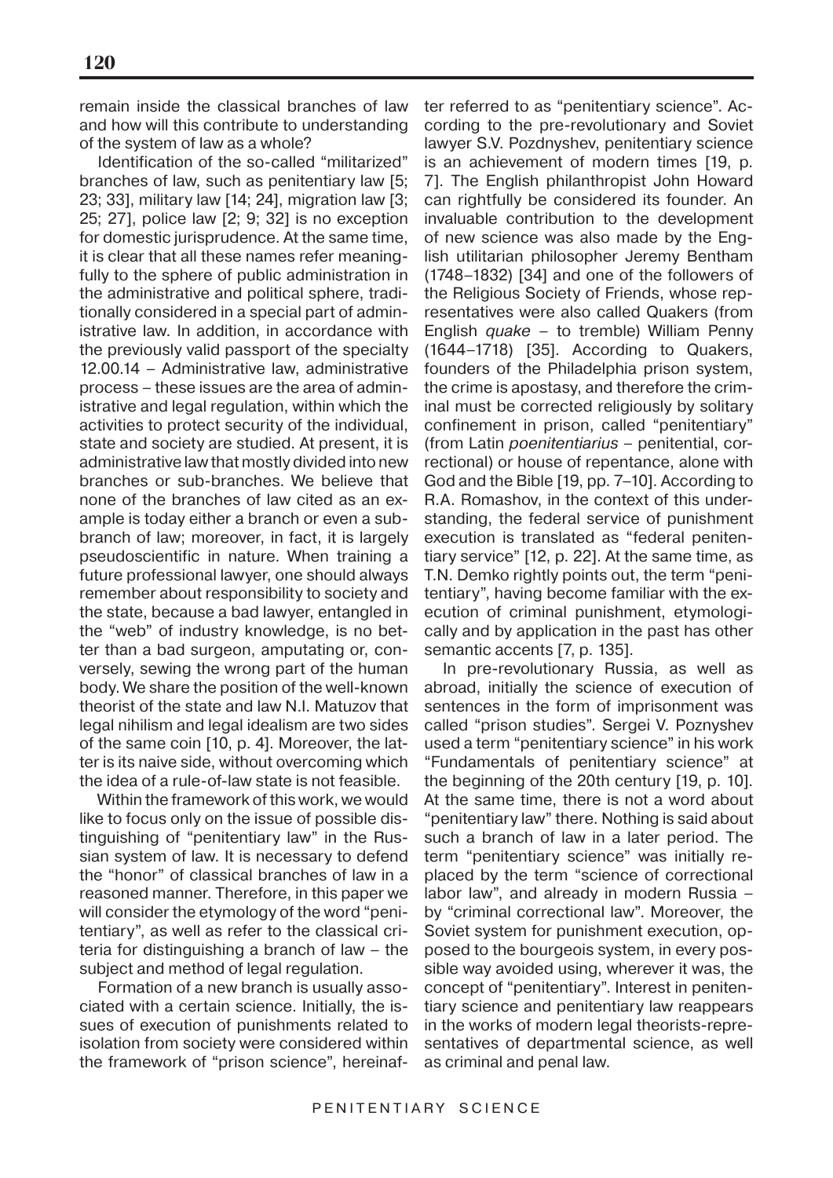remain inside the classical branches of law and how will this contribute to understanding of the system of law as a whole?

Identification of the so-called "militarized" branches of law, such as penitentiary law [5; 23; 33], military law [14; 24], migration law [3; 25; 27], police law [2; 9; 32] is no exception for domestic jurisprudence. At the same time, it is clear that all these names refer meaningfully to the sphere of public administration in the administrative and political sphere, traditionally considered in a special part of administrative law. In addition, in accordance with the previously valid passport of the specialty 12.00.14 – Administrative law, administrative process – these issues are the area of administrative and legal regulation, within which the activities to protect security of the individual, state and society are studied. At present, it is administrative law that mostly divided into new branches or sub-branches. We believe that none of the branches of law cited as an example is today either a branch or even a sub-branch of law; moreover, in fact, it is largely pseudoscientific in nature. When training a future professional lawyer, one should always remember about responsibility to society and the state, because a bad lawyer, entangled in the "web" of industry knowledge, is no better than a bad surgeon, amputating or, conversely, sewing the wrong part of the human body. We share the position of the well-known theorist of the state and law N.I. Matuzov that legal nihilism and legal idealism are two sides of the same coin [10, p. 4]. Moreover, the latter is its naive side, without overcoming which the idea of a rule-of-law state is not feasible.

Within the framework of this work, we would like to focus only on the issue of possible distinguishing of "penitentiary law" in the Russian system of law. It is necessary to defend the "honor" of classical branches of law in a reasoned manner. Therefore, in this paper we will consider the etymology of the word "penitentiary", as well as refer to the classical criteria for distinguishing a branch of law – the subject and method of legal regulation.

Formation of a new branch is usually associated with a certain science. Initially, the issues of execution of punishments related to isolation from society were considered within the framework of "prison science", hereinafter referred to as "penitentiary science". According to the pre-revolutionary and Soviet lawyer S.V. Pozdnyshev, penitentiary science is an achievement of modern times [19, p. 7]. The English philanthropist John Howard can rightfully be considered its founder. An invaluable contribution to the development of new science was also made by the English utilitarian philosopher Jeremy Bentham (1748–1832) [34] and one of the followers of the Religious Society of Friends, whose representatives were also called Quakers (from English *quake* – to tremble) William Penny (1644–1718) [35]. According to Quakers, founders of the Philadelphia prison system, the crime is apostasy, and therefore the criminal must be corrected religiously by solitary confinement in prison, called "penitentiary" (from Latin *poenitentiarius* – penitential, correctional) or house of repentance, alone with God and the Bible [19, pp. 7–10]. According to R.A. Romashov, in the context of this understanding, the federal service of punishment execution is translated as "federal penitentiary service" [12, p. 22]. At the same time, as T.N. Demko rightly points out, the term "penitentiary", having become familiar with the execution of criminal punishment, etymologically and by application in the past has other semantic accents [7, p. 135].

In pre-revolutionary Russia, as well as abroad, initially the science of execution of sentences in the form of imprisonment was called "prison studies". Sergei V. Poznyshev used a term "penitentiary science" in his work "Fundamentals of penitentiary science" at the beginning of the 20th century [19, p. 10]. At the same time, there is not a word about "penitentiary law" there. Nothing is said about such a branch of law in a later period. The term "penitentiary science" was initially replaced by the term "science of correctional labor law", and already in modern Russia – by "criminal correctional law". Moreover, the Soviet system for punishment execution, opposed to the bourgeois system, in every possible way avoided using, wherever it was, the concept of "penitentiary". Interest in penitentiary science and penitentiary law reappears in the works of modern legal theorists-representatives of departmental science, as well as criminal and penal law.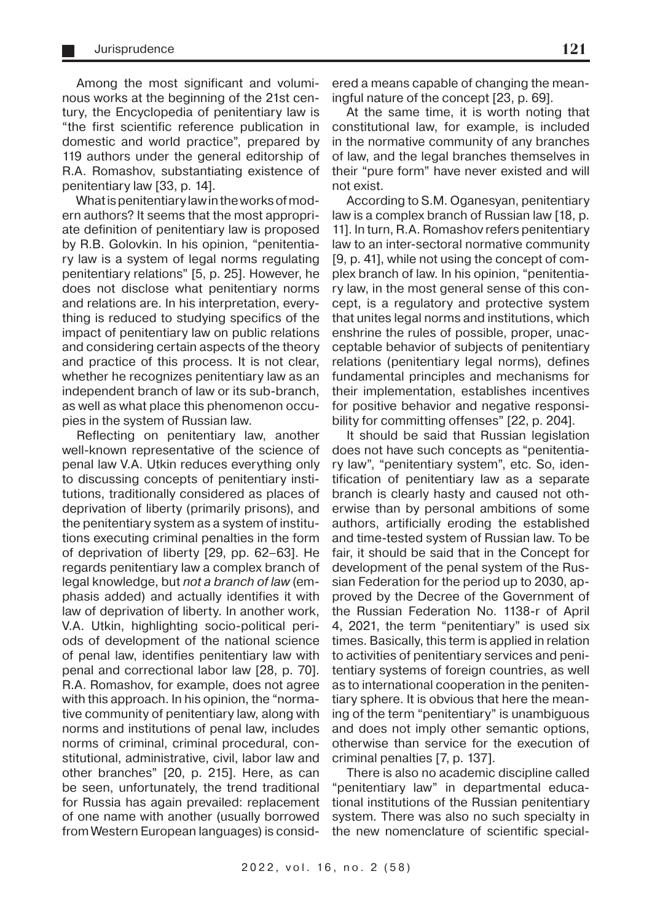Among the most significant and voluminous works at the beginning of the 21st century, the Encyclopedia of penitentiary law is "the first scientific reference publication in domestic and world practice", prepared by 119 authors under the general editorship of R.A. Romashov, substantiating existence of penitentiary law [33, p. 14].

What is penitentiary law in the works of modern authors? It seems that the most appropriate definition of penitentiary law is proposed by R.B. Golovkin. In his opinion, "penitentiary law is a system of legal norms regulating penitentiary relations" [5, p. 25]. However, he does not disclose what penitentiary norms and relations are. In his interpretation, everything is reduced to studying specifics of the impact of penitentiary law on public relations and considering certain aspects of the theory and practice of this process. It is not clear, whether he recognizes penitentiary law as an independent branch of law or its sub-branch, as well as what place this phenomenon occupies in the system of Russian law.

Reflecting on penitentiary law, another well-known representative of the science of penal law V.A. Utkin reduces everything only to discussing concepts of penitentiary institutions, traditionally considered as places of deprivation of liberty (primarily prisons), and the penitentiary system as a system of institutions executing criminal penalties in the form of deprivation of liberty [29, pp. 62–63]. He regards penitentiary law a complex branch of legal knowledge, but *not a branch of law* (emphasis added) and actually identifies it with law of deprivation of liberty. In another work, V.A. Utkin, highlighting socio-political periods of development of the national science of penal law, identifies penitentiary law with penal and correctional labor law [28, p. 70]. R.A. Romashov, for example, does not agree with this approach. In his opinion, the "normative community of penitentiary law, along with norms and institutions of penal law, includes norms of criminal, criminal procedural, constitutional, administrative, civil, labor law and other branches" [20, p. 215]. Here, as can be seen, unfortunately, the trend traditional for Russia has again prevailed: replacement of one name with another (usually borrowed from Western European languages) is considered a means capable of changing the meaningful nature of the concept [23, p. 69].

At the same time, it is worth noting that constitutional law, for example, is included in the normative community of any branches of law, and the legal branches themselves in their "pure form" have never existed and will not exist.

According to S.M. Oganesyan, penitentiary law is a complex branch of Russian law [18, p. 11]. In turn, R.A. Romashov refers penitentiary law to an inter-sectoral normative community [9, p. 41], while not using the concept of complex branch of law. In his opinion, "penitentiary law, in the most general sense of this concept, is a regulatory and protective system that unites legal norms and institutions, which enshrine the rules of possible, proper, unacceptable behavior of subjects of penitentiary relations (penitentiary legal norms), defines fundamental principles and mechanisms for their implementation, establishes incentives for positive behavior and negative responsibility for committing offenses" [22, p. 204].

It should be said that Russian legislation does not have such concepts as "penitentiary law", "penitentiary system", etc. So, identification of penitentiary law as a separate branch is clearly hasty and caused not otherwise than by personal ambitions of some authors, artificially eroding the established and time-tested system of Russian law. To be fair, it should be said that in the Concept for development of the penal system of the Russian Federation for the period up to 2030, approved by the Decree of the Government of the Russian Federation No. 1138-r of April 4, 2021, the term "penitentiary" is used six times. Basically, this term is applied in relation to activities of penitentiary services and penitentiary systems of foreign countries, as well as to international cooperation in the penitentiary sphere. It is obvious that here the meaning of the term "penitentiary" is unambiguous and does not imply other semantic options, otherwise than service for the execution of criminal penalties [7, p. 137].

There is also no academic discipline called "penitentiary law" in departmental educational institutions of the Russian penitentiary system. There was also no such specialty in the new nomenclature of scientific special-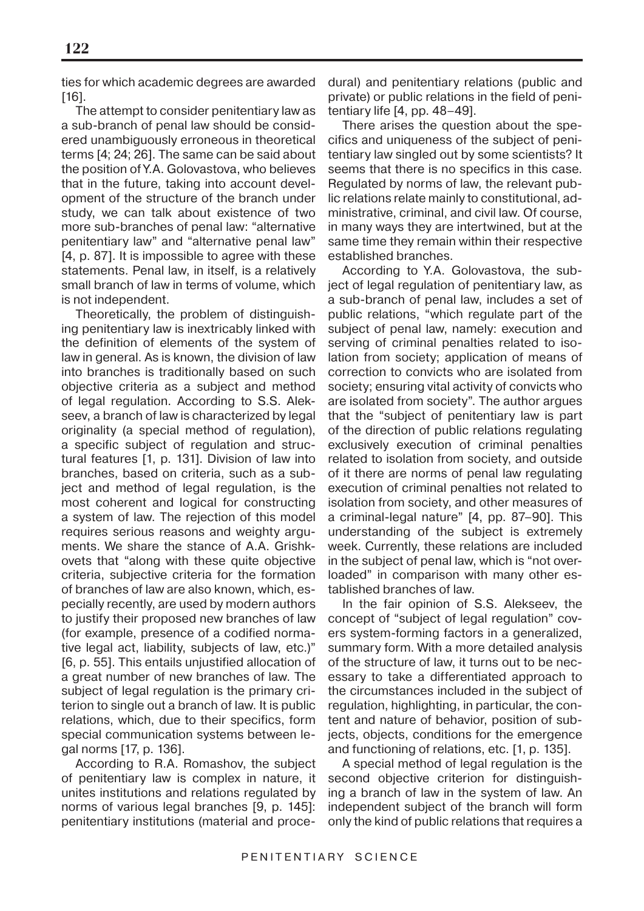ties for which academic degrees are awarded [16].

The attempt to consider penitentiary law as a sub-branch of penal law should be considered unambiguously erroneous in theoretical terms [4; 24; 26]. The same can be said about the position of Y.A. Golovastova, who believes that in the future, taking into account development of the structure of the branch under study, we can talk about existence of two more sub-branches of penal law: "alternative penitentiary law" and "alternative penal law" [4, p. 87]. It is impossible to agree with these statements. Penal law, in itself, is a relatively small branch of law in terms of volume, which is not independent.

Theoretically, the problem of distinguishing penitentiary law is inextricably linked with the definition of elements of the system of law in general. As is known, the division of law into branches is traditionally based on such objective criteria as a subject and method of legal regulation. According to S.S. Alekseev, a branch of law is characterized by legal originality (a special method of regulation), a specific subject of regulation and structural features [1, p. 131]. Division of law into branches, based on criteria, such as a subject and method of legal regulation, is the most coherent and logical for constructing a system of law. The rejection of this model requires serious reasons and weighty arguments. We share the stance of A.A. Grishkovets that "along with these quite objective criteria, subjective criteria for the formation of branches of law are also known, which, especially recently, are used by modern authors to justify their proposed new branches of law (for example, presence of a codified normative legal act, liability, subjects of law, etc.)" [6, p. 55]. This entails unjustified allocation of a great number of new branches of law. The subject of legal regulation is the primary criterion to single out a branch of law. It is public relations, which, due to their specifics, form special communication systems between legal norms [17, p. 136].

According to R.A. Romashov, the subject of penitentiary law is complex in nature, it unites institutions and relations regulated by norms of various legal branches [9, p. 145]: penitentiary institutions (material and procedural) and penitentiary relations (public and private) or public relations in the field of penitentiary life [4, pp. 48–49].

There arises the question about the specifics and uniqueness of the subject of penitentiary law singled out by some scientists? It seems that there is no specifics in this case. Regulated by norms of law, the relevant public relations relate mainly to constitutional, administrative, criminal, and civil law. Of course, in many ways they are intertwined, but at the same time they remain within their respective established branches.

According to Y.A. Golovastova, the subject of legal regulation of penitentiary law, as a sub-branch of penal law, includes a set of public relations, "which regulate part of the subject of penal law, namely: execution and serving of criminal penalties related to isolation from society; application of means of correction to convicts who are isolated from society; ensuring vital activity of convicts who are isolated from society". The author argues that the "subject of penitentiary law is part of the direction of public relations regulating exclusively execution of criminal penalties related to isolation from society, and outside of it there are norms of penal law regulating execution of criminal penalties not related to isolation from society, and other measures of a criminal-legal nature" [4, pp. 87–90]. This understanding of the subject is extremely week. Currently, these relations are included in the subject of penal law, which is "not overloaded" in comparison with many other established branches of law.

In the fair opinion of S.S. Alekseev, the concept of "subject of legal regulation" covers system-forming factors in a generalized, summary form. With a more detailed analysis of the structure of law, it turns out to be necessary to take a differentiated approach to the circumstances included in the subject of regulation, highlighting, in particular, the content and nature of behavior, position of subjects, objects, conditions for the emergence and functioning of relations, etc. [1, p. 135].

A special method of legal regulation is the second objective criterion for distinguishing a branch of law in the system of law. An independent subject of the branch will form only the kind of public relations that requires a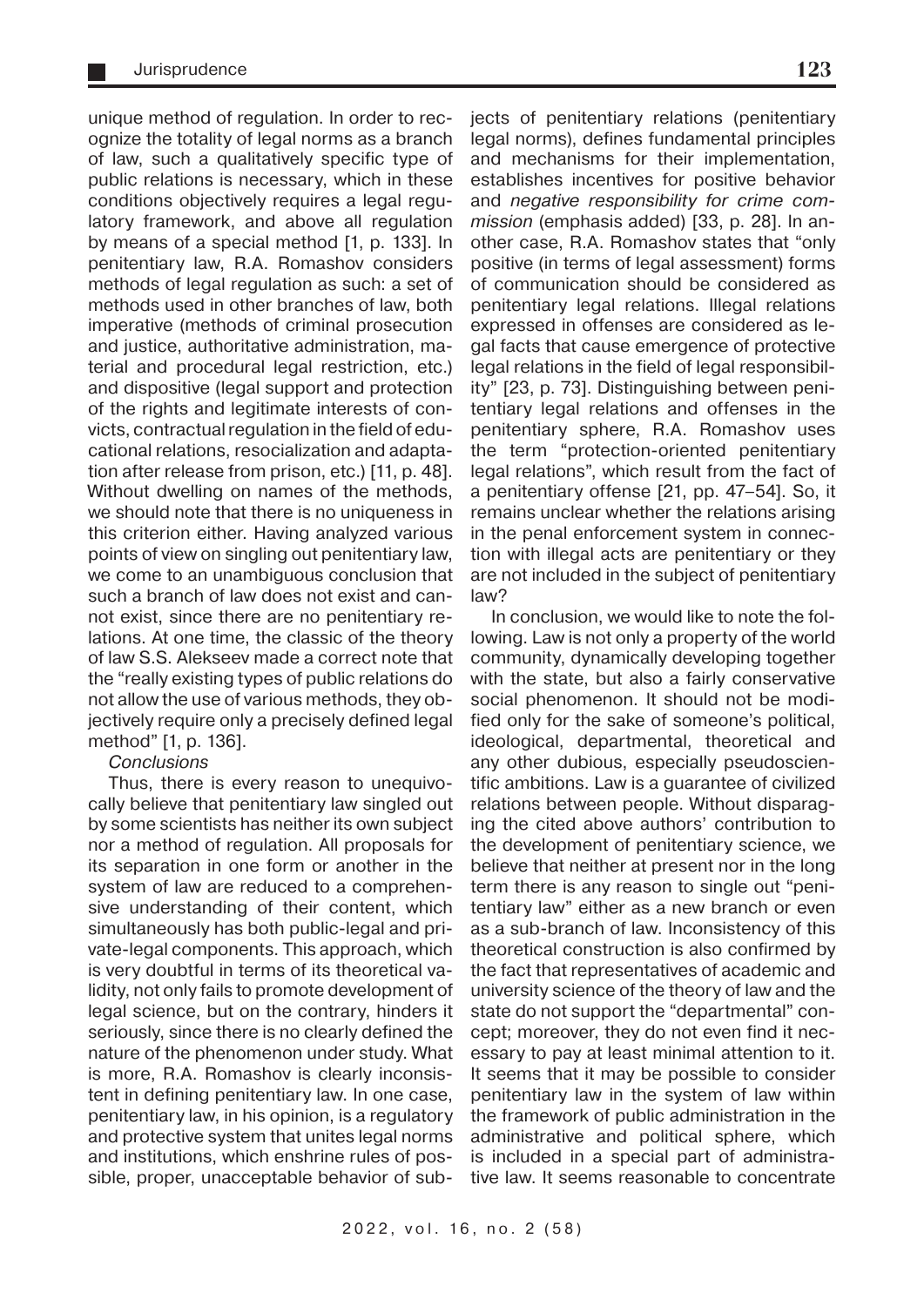unique method of regulation. In order to recognize the totality of legal norms as a branch of law, such a qualitatively specific type of public relations is necessary, which in these conditions objectively requires a legal regulatory framework, and above all regulation by means of a special method [1, p. 133]. In penitentiary law, R.A. Romashov considers methods of legal regulation as such: a set of methods used in other branches of law, both imperative (methods of criminal prosecution and justice, authoritative administration, material and procedural legal restriction, etc.) and dispositive (legal support and protection of the rights and legitimate interests of convicts, contractual regulation in the field of educational relations, resocialization and adaptation after release from prison, etc.) [11, p. 48]. Without dwelling on names of the methods, we should note that there is no uniqueness in this criterion either. Having analyzed various points of view on singling out penitentiary law, we come to an unambiguous conclusion that such a branch of law does not exist and cannot exist, since there are no penitentiary relations. At one time, the classic of the theory of law S.S. Alekseev made a correct note that the "really existing types of public relations do not allow the use of various methods, they objectively require only a precisely defined legal method" [1, p. 136].

*Conclusions*

Thus, there is every reason to unequivocally believe that penitentiary law singled out by some scientists has neither its own subject nor a method of regulation. All proposals for its separation in one form or another in the system of law are reduced to a comprehensive understanding of their content, which simultaneously has both public-legal and private-legal components. This approach, which is very doubtful in terms of its theoretical validity, not only fails to promote development of legal science, but on the contrary, hinders it seriously, since there is no clearly defined the nature of the phenomenon under study. What is more, R.A. Romashov is clearly inconsistent in defining penitentiary law. In one case, penitentiary law, in his opinion, is a regulatory and protective system that unites legal norms and institutions, which enshrine rules of possible, proper, unacceptable behavior of subjects of penitentiary relations (penitentiary legal norms), defines fundamental principles and mechanisms for their implementation, establishes incentives for positive behavior and *negative responsibility for crime commission* (emphasis added) [33, p. 28]. In another case, R.A. Romashov states that "only positive (in terms of legal assessment) forms of communication should be considered as penitentiary legal relations. Illegal relations expressed in offenses are considered as legal facts that cause emergence of protective legal relations in the field of legal responsibility" [23, p. 73]. Distinguishing between penitentiary legal relations and offenses in the penitentiary sphere, R.A. Romashov uses the term "protection-oriented penitentiary legal relations", which result from the fact of a penitentiary offense [21, pp. 47–54]. So, it remains unclear whether the relations arising in the penal enforcement system in connection with illegal acts are penitentiary or they are not included in the subject of penitentiary law?

In conclusion, we would like to note the following. Law is not only a property of the world community, dynamically developing together with the state, but also a fairly conservative social phenomenon. It should not be modified only for the sake of someone's political, ideological, departmental, theoretical and any other dubious, especially pseudoscientific ambitions. Law is a guarantee of civilized relations between people. Without disparaging the cited above authors' contribution to the development of penitentiary science, we believe that neither at present nor in the long term there is any reason to single out "penitentiary law" either as a new branch or even as a sub-branch of law. Inconsistency of this theoretical construction is also confirmed by the fact that representatives of academic and university science of the theory of law and the state do not support the "departmental" concept; moreover, they do not even find it necessary to pay at least minimal attention to it. It seems that it may be possible to consider penitentiary law in the system of law within the framework of public administration in the administrative and political sphere, which is included in a special part of administrative law. It seems reasonable to concentrate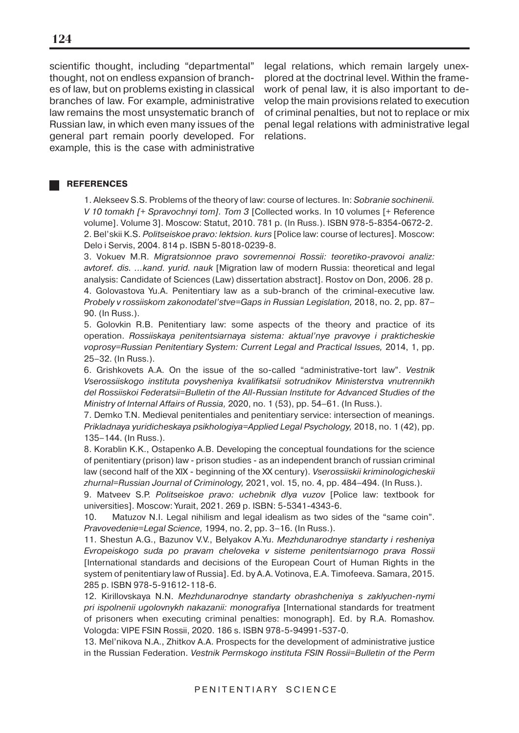scientific thought, including "departmental" thought, not on endless expansion of branches of law, but on problems existing in classical branches of law. For example, administrative law remains the most unsystematic branch of Russian law, in which even many issues of the general part remain poorly developed. For example, this is the case with administrative legal relations, which remain largely unexplored at the doctrinal level. Within the framework of penal law, it is also important to develop the main provisions related to execution of criminal penalties, but not to replace or mix penal legal relations with administrative legal relations.

## REFERENCES

1. Alekseev S.S. Problems of the theory of law: course of lectures. In: *Sobranie sochinenii. V 10 tomakh [+ Spravochnyi tom]. Tom 3* [Collected works. In 10 volumes [+ Reference volume]. Volume 3]. Moscow: Statut, 2010. 781 p. (In Russ.). ISBN 978-5-8354-0672-2.
2. Bel'skii K.S. *Politseiskoe pravo: lektsion. kurs* [Police law: course of lectures]. Moscow: Delo i Servis, 2004. 814 p. ISBN 5-8018-0239-8.
3. Vokuev M.R. *Migratsionnoe pravo sovremennoi Rossii: teoretiko-pravovoi analiz: avtoref. dis. …kand. yurid. nauk* [Migration law of modern Russia: theoretical and legal analysis: Candidate of Sciences (Law) dissertation abstract]. Rostov on Don, 2006. 28 p.
4. Golovastova Yu.A. Penitentiary law as a sub-branch of the criminal-executive law. *Probely v rossiiskom zakonodatel'stve=Gaps in Russian Legislation,* 2018, no. 2, pp. 87–90. (In Russ.).
5. Golovkin R.B. Penitentiary law: some aspects of the theory and practice of its operation. *Rossiiskaya penitentsiarnaya sistema: aktual'nye pravovye i prakticheskie voprosy=Russian Penitentiary System: Current Legal and Practical Issues,* 2014, 1, pp. 25–32. (In Russ.).
6. Grishkovets A.A. On the issue of the so-called "administrative-tort law". *Vestnik Vserossiiskogo instituta povysheniya kvalifikatsii sotrudnikov Ministerstva vnutrennikh del Rossiiskoi Federatsii=Bulletin of the All-Russian Institute for Advanced Studies of the Ministry of Internal Affairs of Russia,* 2020, no. 1 (53), pp. 54–61. (In Russ.).
7. Demko T.N. Medieval penitentiales and penitentiary service: intersection of meanings. *Prikladnaya yuridicheskaya psikhologiya=Applied Legal Psychology,* 2018, no. 1 (42), pp. 135–144. (In Russ.).
8. Korablin K.K., Ostapenko A.B. Developing the conceptual foundations for the science of penitentiary (prison) law - prison studies - as an independent branch of russian criminal law (second half of the XIX - beginning of the XX century). *Vserossiiskii kriminologicheskii zhurnal=Russian Journal of Criminology,* 2021, vol. 15, no. 4, pp. 484–494. (In Russ.).
9. Matveev S.P. *Politseiskoe pravo: uchebnik dlya vuzov* [Police law: textbook for universities]. Moscow: Yurait, 2021. 269 p. ISBN: 5-5341-4343-6.
10. Matuzov N.I. Legal nihilism and legal idealism as two sides of the "same coin". *Pravovedenie=Legal Science,* 1994, no. 2, pp. 3–16. (In Russ.).
11. Shestun A.G., Bazunov V.V., Belyakov A.Yu. *Mezhdunarodnye standarty i resheniya Evropeiskogo suda po pravam cheloveka v sisteme penitentsiarnogo prava Rossii* [International standards and decisions of the European Court of Human Rights in the system of penitentiary law of Russia]. Ed. by A.A. Votinova, E.A. Timofeeva. Samara, 2015. 285 p. ISBN 978-5-91612-118-6.
12. Kirillovskaya N.N. *Mezhdunarodnye standarty obrashcheniya s zaklyuchen-nymi pri ispolnenii ugolovnykh nakazanii: monografiya* [International standards for treatment of prisoners when executing criminal penalties: monograph]. Ed. by R.A. Romashov. Vologda: VIPE FSIN Rossii, 2020. 186 s. ISBN 978-5-94991-537-0.
13. Mel'nikova N.A., Zhitkov A.A. Prospects for the development of administrative justice in the Russian Federation. *Vestnik Permskogo instituta FSIN Rossii=Bulletin of the Perm*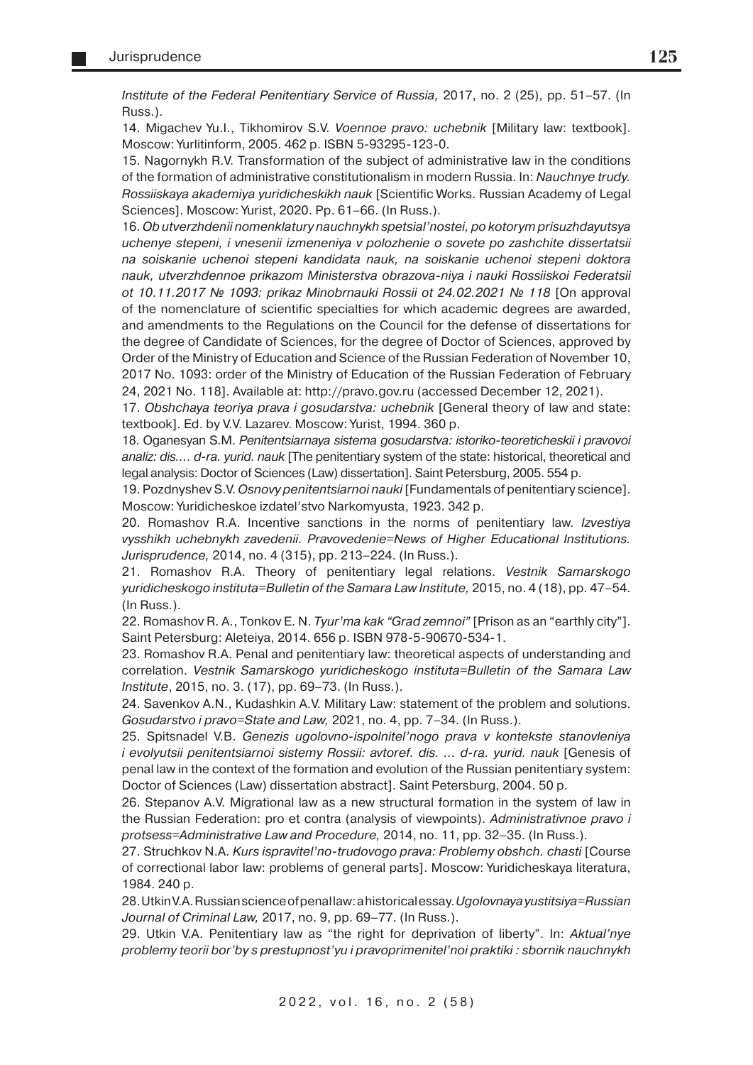*Institute of the Federal Penitentiary Service of Russia,* 2017, no. 2 (25), pp. 51–57. (In Russ.).

14. Migachev Yu.I., Tikhomirov S.V. *Voennoe pravo: uchebnik* [Military law: textbook]. Moscow: Yurlitinform, 2005. 462 p. ISBN 5-93295-123-0.

15. Nagornykh R.V. Transformation of the subject of administrative law in the conditions of the formation of administrative constitutionalism in modern Russia. In: *Nauchnye trudy. Rossiiskaya akademiya yuridicheskikh nauk* [Scientific Works. Russian Academy of Legal Sciences]. Moscow: Yurist, 2020. Pp. 61–66. (In Russ.).

16. *Ob utverzhdenii nomenklatury nauchnykh spetsial'nostei, po kotorym prisuzhdayutsya uchenye stepeni, i vnesenii izmeneniya v polozhenie o sovete po zashchite dissertatsii na soiskanie uchenoi stepeni kandidata nauk, na soiskanie uchenoi stepeni doktora nauk, utverzhdennoe prikazom Ministerstva obrazova-niya i nauki Rossiiskoi Federatsii ot 10.11.2017 № 1093: prikaz Minobrnauki Rossii ot 24.02.2021 № 118* [On approval of the nomenclature of scientific specialties for which academic degrees are awarded, and amendments to the Regulations on the Council for the defense of dissertations for the degree of Candidate of Sciences, for the degree of Doctor of Sciences, approved by Order of the Ministry of Education and Science of the Russian Federation of November 10, 2017 No. 1093: order of the Ministry of Education of the Russian Federation of February 24, 2021 No. 118]. Available at: http://pravo.gov.ru (accessed December 12, 2021).

17. *Obshchaya teoriya prava i gosudarstva: uchebnik* [General theory of law and state: textbook]. Ed. by V.V. Lazarev. Moscow: Yurist, 1994. 360 p.

18. Oganesyan S.M. *Penitentsiarnaya sistema gosudarstva: istoriko-teoreticheskii i pravovoi analiz: dis.... d-ra. yurid. nauk* [The penitentiary system of the state: historical, theoretical and legal analysis: Doctor of Sciences (Law) dissertation]. Saint Petersburg, 2005. 554 p.

19. Pozdnyshev S.V. *Osnovy penitentsiarnoi nauki* [Fundamentals of penitentiary science]. Moscow: Yuridicheskoe izdatel'stvo Narkomyusta, 1923. 342 p.

20. Romashov R.A. Incentive sanctions in the norms of penitentiary law. *Izvestiya vysshikh uchebnykh zavedenii. Pravovedenie=News of Higher Educational Institutions. Jurisprudence,* 2014, no. 4 (315), pp. 213–224. (In Russ.).

21. Romashov R.A. Theory of penitentiary legal relations. *Vestnik Samarskogo yuridicheskogo instituta=Bulletin of the Samara Law Institute,* 2015, no. 4 (18), pp. 47–54. (In Russ.).

22. Romashov R. A., Tonkov E. N. *Tyur'ma kak "Grad zemnoi"* [Prison as an "earthly city"]. Saint Petersburg: Aleteiya, 2014. 656 p. ISBN 978-5-90670-534-1.

23. Romashov R.A. Penal and penitentiary law: theoretical aspects of understanding and correlation. *Vestnik Samarskogo yuridicheskogo instituta=Bulletin of the Samara Law Institute*, 2015, no. 3. (17), pp. 69–73. (In Russ.).

24. Savenkov A.N., Kudashkin A.V. Military Law: statement of the problem and solutions. *Gosudarstvo i pravo=State and Law,* 2021, no. 4, pp. 7–34. (In Russ.).

25. Spitsnadel V.B. *Genezis ugolovno-ispolnitel'nogo prava v kontekste stanovleniya i evolyutsii penitentsiarnoi sistemy Rossii: avtoref. dis. ... d-ra. yurid. nauk* [Genesis of penal law in the context of the formation and evolution of the Russian penitentiary system: Doctor of Sciences (Law) dissertation abstract]. Saint Petersburg, 2004. 50 p.

26. Stepanov A.V. Migrational law as a new structural formation in the system of law in the Russian Federation: pro et contra (analysis of viewpoints). *Administrativnoe pravo i protsess=Administrative Law and Procedure,* 2014, no. 11, pp. 32–35. (In Russ.).

27. Struchkov N.A. *Kurs ispravitel'no-trudovogo prava: Problemy obshch. chasti* [Course of correctional labor law: problems of general parts]. Moscow: Yuridicheskaya literatura, 1984. 240 p.

28. Utkin V.A. Russian science of penal law: a historical essay. *Ugolovnaya yustitsiya=Russian Journal of Criminal Law,* 2017, no. 9, pp. 69–77. (In Russ.).

29. Utkin V.A. Penitentiary law as "the right for deprivation of liberty". In: *Aktual'nye problemy teorii bor'by s prestupnost'yu i pravoprimenitel'noi praktiki : sbornik nauchnykh*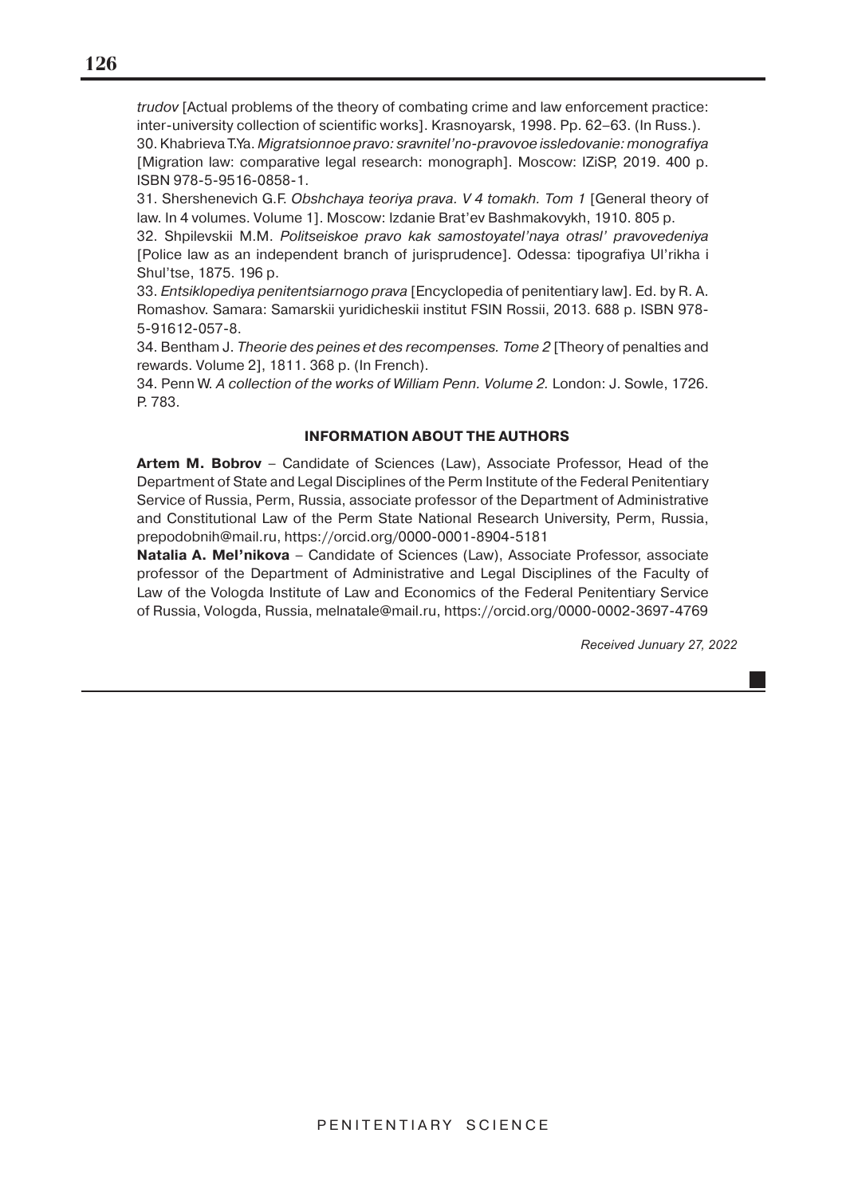*trudov* [Actual problems of the theory of combating crime and law enforcement practice: inter-university collection of scientific works]. Krasnoyarsk, 1998. Pp. 62–63. (In Russ.).

30. Khabrieva T.Ya. *Migratsionnoe pravo: sravnitel'no-pravovoe issledovanie: monografiya* [Migration law: comparative legal research: monograph]. Moscow: IZiSP, 2019. 400 p. ISBN 978-5-9516-0858-1.

31. Shershenevich G.F. *Obshchaya teoriya prava. V 4 tomakh. Tom 1* [General theory of law. In 4 volumes. Volume 1]. Moscow: Izdanie Brat'ev Bashmakovykh, 1910. 805 p.

32. Shpilevskii M.M. *Politseiskoe pravo kak samostoyatel'naya otrasl' pravovedeniya* [Police law as an independent branch of jurisprudence]. Odessa: tipografiya Ul'rikha i Shul'tse, 1875. 196 p.

33. *Entsiklopediya penitentsiarnogo prava* [Encyclopedia of penitentiary law]. Ed. by R. A. Romashov. Samara: Samarskii yuridicheskii institut FSIN Rossii, 2013. 688 p. ISBN 978-5-91612-057-8.

34. Bentham J. *Theorie des peines et des recompenses. Tome 2* [Theory of penalties and rewards. Volume 2], 1811. 368 p. (In French).

34. Penn W. *A collection of the works of William Penn. Volume 2.* London: J. Sowle, 1726. P. 783.

### INFORMATION ABOUT THE AUTHORS

**Artem M. Bobrov** – Candidate of Sciences (Law), Associate Professor, Head of the Department of State and Legal Disciplines of the Perm Institute of the Federal Penitentiary Service of Russia, Perm, Russia, associate professor of the Department of Administrative and Constitutional Law of the Perm State National Research University, Perm, Russia, prepodobnih@mail.ru, https://orcid.org/0000-0001-8904-5181

**Natalia A. Mel'nikova** – Candidate of Sciences (Law), Associate Professor, associate professor of the Department of Administrative and Legal Disciplines of the Faculty of Law of the Vologda Institute of Law and Economics of the Federal Penitentiary Service of Russia, Vologda, Russia, melnatale@mail.ru, https://orcid.org/0000-0002-3697-4769

*Received Junuary 27, 2022*